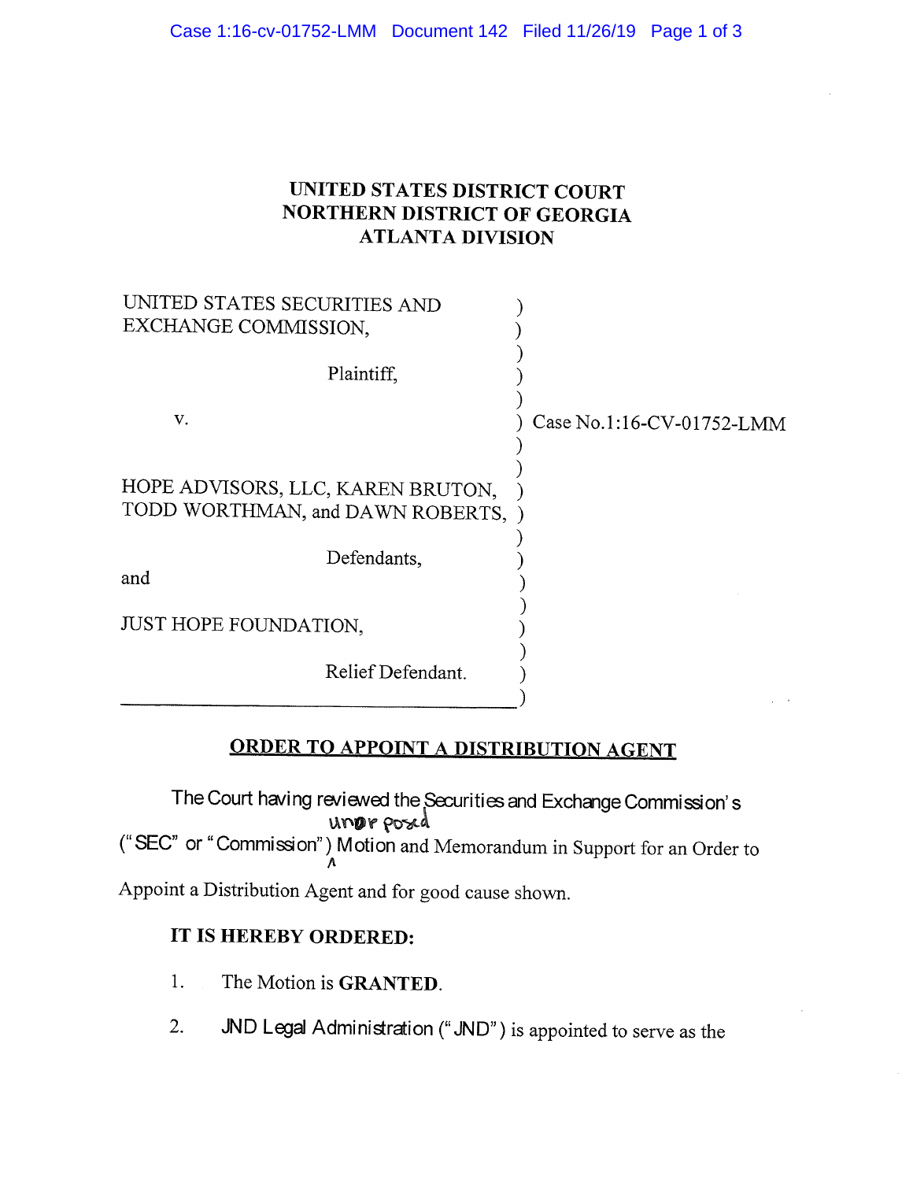**UNITED STATES DISTRICT COURT**
**NORTHERN DISTRICT OF GEORGIA**
**ATLANTA DIVISION**

UNITED STATES SECURITIES AND EXCHANGE COMMISSION,

Plaintiff,

v.

HOPE ADVISORS, LLC, KAREN BRUTON, TODD WORTHMAN, and DAWN ROBERTS,

Defendants,

and

JUST HOPE FOUNDATION,

Relief Defendant.

Case No.1:16-CV-01752-LMM

## ORDER TO APPOINT A DISTRIBUTION AGENT

The Court having reviewed the Securities and Exchange Commission's ("SEC" or "Commission") unopposed Motion and Memorandum in Support for an Order to Appoint a Distribution Agent and for good cause shown.

**IT IS HEREBY ORDERED:**

1. The Motion is **GRANTED**.

2. JND Legal Administration ("JND") is appointed to serve as the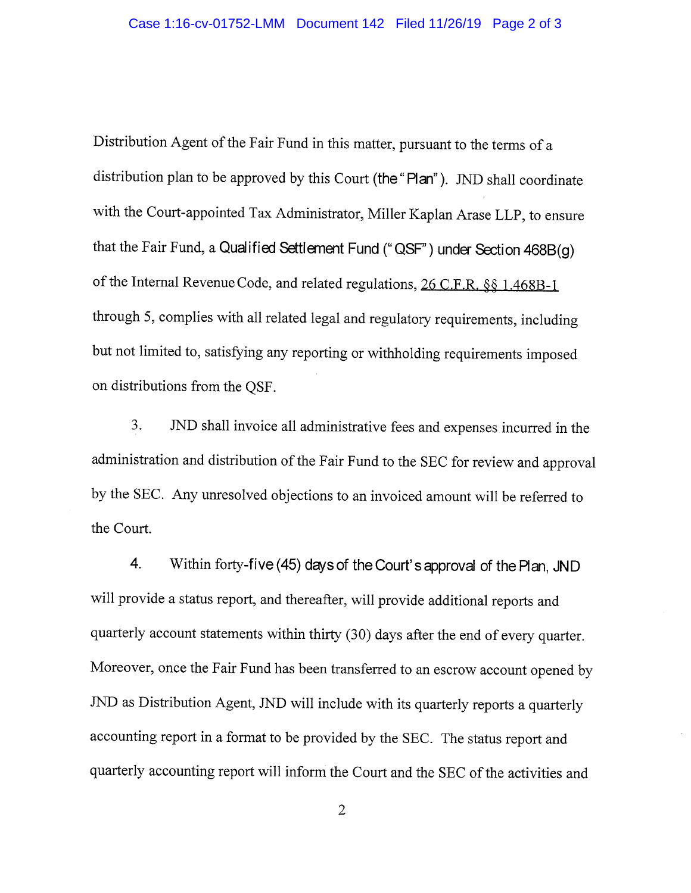Distribution Agent of the Fair Fund in this matter, pursuant to the terms of a distribution plan to be approved by this Court (the "Plan"). JND shall coordinate with the Court-appointed Tax Administrator, Miller Kaplan Arase LLP, to ensure that the Fair Fund, a Qualified Settlement Fund ("QSF") under Section 468B(g) of the Internal Revenue Code, and related regulations, 26 C.F.R. §§ 1.468B-1 through 5, complies with all related legal and regulatory requirements, including but not limited to, satisfying any reporting or withholding requirements imposed on distributions from the QSF.

3. JND shall invoice all administrative fees and expenses incurred in the administration and distribution of the Fair Fund to the SEC for review and approval by the SEC. Any unresolved objections to an invoiced amount will be referred to the Court.

4. Within forty-five (45) days of the Court's approval of the Plan, JND will provide a status report, and thereafter, will provide additional reports and quarterly account statements within thirty (30) days after the end of every quarter. Moreover, once the Fair Fund has been transferred to an escrow account opened by JND as Distribution Agent, JND will include with its quarterly reports a quarterly accounting report in a format to be provided by the SEC. The status report and quarterly accounting report will inform the Court and the SEC of the activities and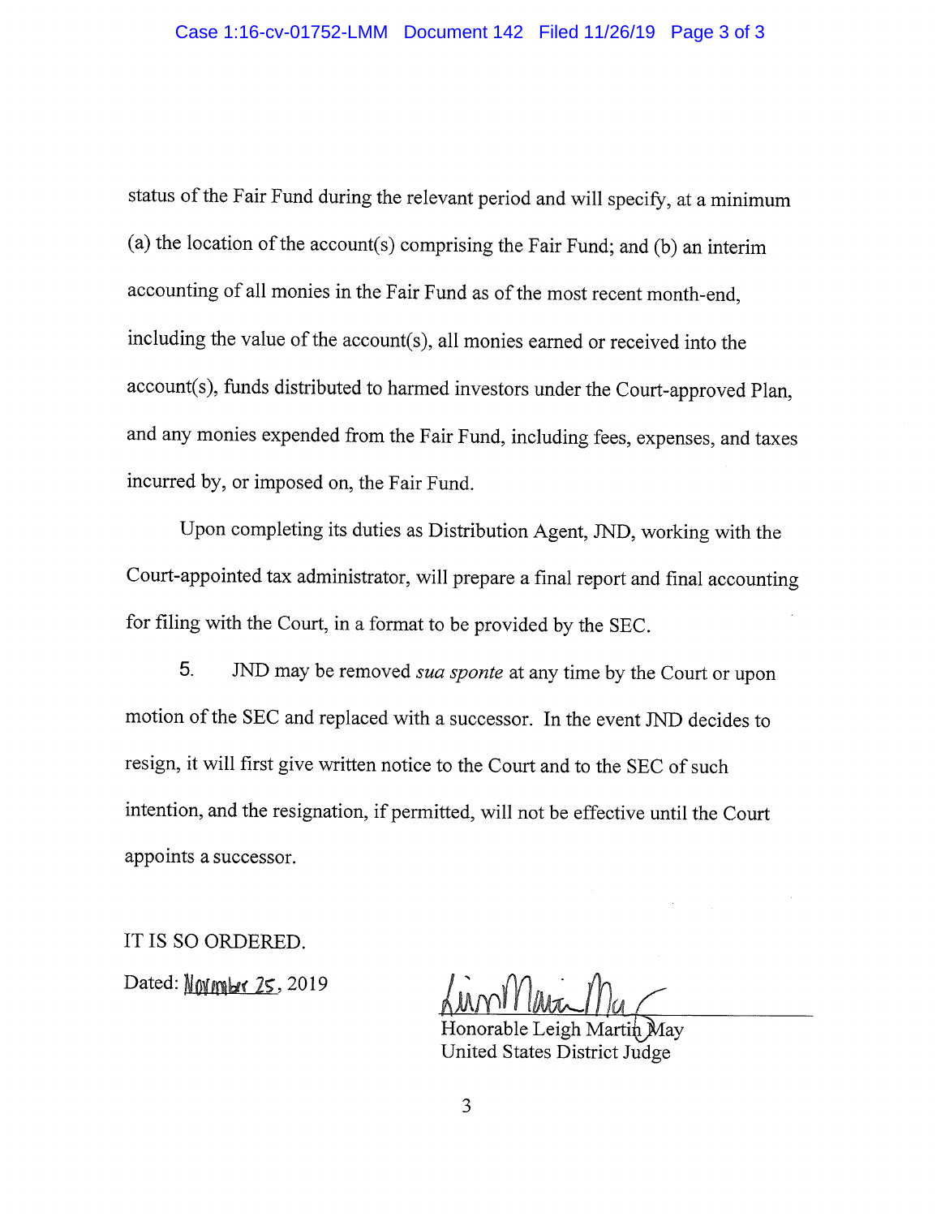status of the Fair Fund during the relevant period and will specify, at a minimum (a) the location of the account(s) comprising the Fair Fund; and (b) an interim accounting of all monies in the Fair Fund as of the most recent month-end, including the value of the account(s), all monies earned or received into the account(s), funds distributed to harmed investors under the Court-approved Plan, and any monies expended from the Fair Fund, including fees, expenses, and taxes incurred by, or imposed on, the Fair Fund.

Upon completing its duties as Distribution Agent, JND, working with the Court-appointed tax administrator, will prepare a final report and final accounting for filing with the Court, in a format to be provided by the SEC.

5. JND may be removed *sua sponte* at any time by the Court or upon motion of the SEC and replaced with a successor. In the event JND decides to resign, it will first give written notice to the Court and to the SEC of such intention, and the resignation, if permitted, will not be effective until the Court appoints a successor.

IT IS SO ORDERED.

Dated: November 25, 2019

Honorable Leigh Martin May
United States District Judge